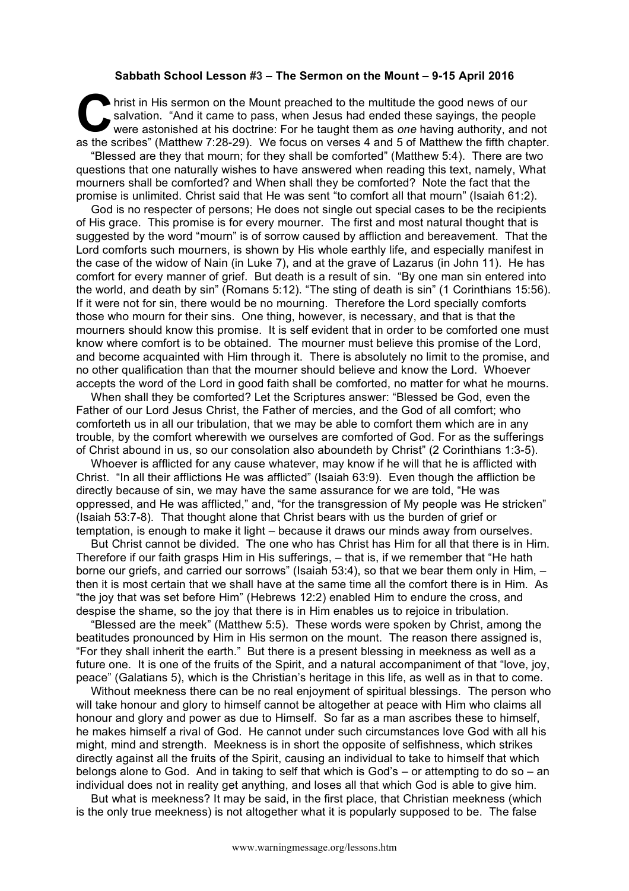**Sabbath School Lesson #3 – The Sermon on the Mount – 9-15 April 2016**

Christ in His sermon on the Mount preached to the multitude the good news of our salvation. "And it came to pass, when Jesus had ended these sayings, the people were astonished at his doctrine: For he taught them as *one* having authority, and not as the scribes" (Matthew 7:28-29). We focus on verses 4 and 5 of Matthew the fifth chapter.

"Blessed are they that mourn; for they shall be comforted" (Matthew 5:4). There are two questions that one naturally wishes to have answered when reading this text, namely, What mourners shall be comforted? and When shall they be comforted? Note the fact that the promise is unlimited. Christ said that He was sent "to comfort all that mourn" (Isaiah 61:2).

God is no respecter of persons; He does not single out special cases to be the recipients of His grace. This promise is for every mourner. The first and most natural thought that is suggested by the word "mourn" is of sorrow caused by affliction and bereavement. That the Lord comforts such mourners, is shown by His whole earthly life, and especially manifest in the case of the widow of Nain (in Luke 7), and at the grave of Lazarus (in John 11). He has comfort for every manner of grief. But death is a result of sin. "By one man sin entered into the world, and death by sin" (Romans 5:12). "The sting of death is sin" (1 Corinthians 15:56). If it were not for sin, there would be no mourning. Therefore the Lord specially comforts those who mourn for their sins. One thing, however, is necessary, and that is that the mourners should know this promise. It is self evident that in order to be comforted one must know where comfort is to be obtained. The mourner must believe this promise of the Lord, and become acquainted with Him through it. There is absolutely no limit to the promise, and no other qualification than that the mourner should believe and know the Lord. Whoever accepts the word of the Lord in good faith shall be comforted, no matter for what he mourns.

When shall they be comforted? Let the Scriptures answer: "Blessed be God, even the Father of our Lord Jesus Christ, the Father of mercies, and the God of all comfort; who comforteth us in all our tribulation, that we may be able to comfort them which are in any trouble, by the comfort wherewith we ourselves are comforted of God. For as the sufferings of Christ abound in us, so our consolation also aboundeth by Christ" (2 Corinthians 1:3-5).

Whoever is afflicted for any cause whatever, may know if he will that he is afflicted with Christ. "In all their afflictions He was afflicted" (Isaiah 63:9). Even though the affliction be directly because of sin, we may have the same assurance for we are told, "He was oppressed, and He was afflicted," and, "for the transgression of My people was He stricken" (Isaiah 53:7-8). That thought alone that Christ bears with us the burden of grief or temptation, is enough to make it light – because it draws our minds away from ourselves.

But Christ cannot be divided. The one who has Christ has Him for all that there is in Him. Therefore if our faith grasps Him in His sufferings, – that is, if we remember that "He hath borne our griefs, and carried our sorrows" (Isaiah 53:4), so that we bear them only in Him, – then it is most certain that we shall have at the same time all the comfort there is in Him. As "the joy that was set before Him" (Hebrews 12:2) enabled Him to endure the cross, and despise the shame, so the joy that there is in Him enables us to rejoice in tribulation.

"Blessed are the meek" (Matthew 5:5). These words were spoken by Christ, among the beatitudes pronounced by Him in His sermon on the mount. The reason there assigned is, "For they shall inherit the earth." But there is a present blessing in meekness as well as a future one. It is one of the fruits of the Spirit, and a natural accompaniment of that "love, joy, peace" (Galatians 5), which is the Christian's heritage in this life, as well as in that to come.

Without meekness there can be no real enjoyment of spiritual blessings. The person who will take honour and glory to himself cannot be altogether at peace with Him who claims all honour and glory and power as due to Himself. So far as a man ascribes these to himself, he makes himself a rival of God. He cannot under such circumstances love God with all his might, mind and strength. Meekness is in short the opposite of selfishness, which strikes directly against all the fruits of the Spirit, causing an individual to take to himself that which belongs alone to God. And in taking to self that which is God's – or attempting to do so – an individual does not in reality get anything, and loses all that which God is able to give him.

But what is meekness? It may be said, in the first place, that Christian meekness (which is the only true meekness) is not altogether what it is popularly supposed to be. The false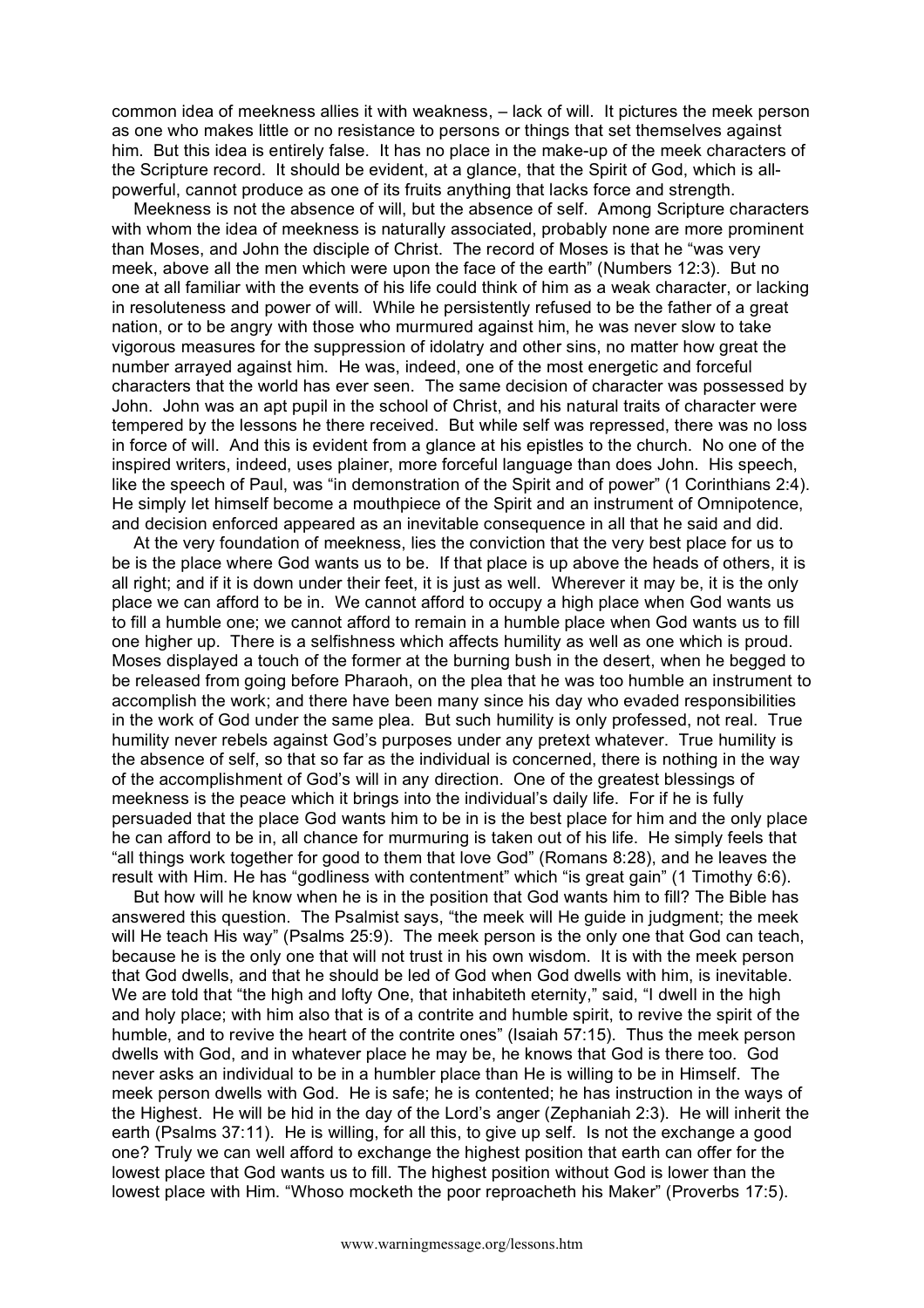common idea of meekness allies it with weakness, – lack of will. It pictures the meek person as one who makes little or no resistance to persons or things that set themselves against him. But this idea is entirely false. It has no place in the make-up of the meek characters of the Scripture record. It should be evident, at a glance, that the Spirit of God, which is all-powerful, cannot produce as one of its fruits anything that lacks force and strength.

Meekness is not the absence of will, but the absence of self. Among Scripture characters with whom the idea of meekness is naturally associated, probably none are more prominent than Moses, and John the disciple of Christ. The record of Moses is that he "was very meek, above all the men which were upon the face of the earth" (Numbers 12:3). But no one at all familiar with the events of his life could think of him as a weak character, or lacking in resoluteness and power of will. While he persistently refused to be the father of a great nation, or to be angry with those who murmured against him, he was never slow to take vigorous measures for the suppression of idolatry and other sins, no matter how great the number arrayed against him. He was, indeed, one of the most energetic and forceful characters that the world has ever seen. The same decision of character was possessed by John. John was an apt pupil in the school of Christ, and his natural traits of character were tempered by the lessons he there received. But while self was repressed, there was no loss in force of will. And this is evident from a glance at his epistles to the church. No one of the inspired writers, indeed, uses plainer, more forceful language than does John. His speech, like the speech of Paul, was "in demonstration of the Spirit and of power" (1 Corinthians 2:4). He simply let himself become a mouthpiece of the Spirit and an instrument of Omnipotence, and decision enforced appeared as an inevitable consequence in all that he said and did.

At the very foundation of meekness, lies the conviction that the very best place for us to be is the place where God wants us to be. If that place is up above the heads of others, it is all right; and if it is down under their feet, it is just as well. Wherever it may be, it is the only place we can afford to be in. We cannot afford to occupy a high place when God wants us to fill a humble one; we cannot afford to remain in a humble place when God wants us to fill one higher up. There is a selfishness which affects humility as well as one which is proud. Moses displayed a touch of the former at the burning bush in the desert, when he begged to be released from going before Pharaoh, on the plea that he was too humble an instrument to accomplish the work; and there have been many since his day who evaded responsibilities in the work of God under the same plea. But such humility is only professed, not real. True humility never rebels against God's purposes under any pretext whatever. True humility is the absence of self, so that so far as the individual is concerned, there is nothing in the way of the accomplishment of God's will in any direction. One of the greatest blessings of meekness is the peace which it brings into the individual's daily life. For if he is fully persuaded that the place God wants him to be in is the best place for him and the only place he can afford to be in, all chance for murmuring is taken out of his life. He simply feels that "all things work together for good to them that love God" (Romans 8:28), and he leaves the result with Him. He has "godliness with contentment" which "is great gain" (1 Timothy 6:6).

But how will he know when he is in the position that God wants him to fill? The Bible has answered this question. The Psalmist says, "the meek will He guide in judgment; the meek will He teach His way" (Psalms 25:9). The meek person is the only one that God can teach, because he is the only one that will not trust in his own wisdom. It is with the meek person that God dwells, and that he should be led of God when God dwells with him, is inevitable. We are told that "the high and lofty One, that inhabiteth eternity," said, "I dwell in the high and holy place; with him also that is of a contrite and humble spirit, to revive the spirit of the humble, and to revive the heart of the contrite ones" (Isaiah 57:15). Thus the meek person dwells with God, and in whatever place he may be, he knows that God is there too. God never asks an individual to be in a humbler place than He is willing to be in Himself. The meek person dwells with God. He is safe; he is contented; he has instruction in the ways of the Highest. He will be hid in the day of the Lord's anger (Zephaniah 2:3). He will inherit the earth (Psalms 37:11). He is willing, for all this, to give up self. Is not the exchange a good one? Truly we can well afford to exchange the highest position that earth can offer for the lowest place that God wants us to fill. The highest position without God is lower than the lowest place with Him. "Whoso mocketh the poor reproacheth his Maker" (Proverbs 17:5).

www.warningmessage.org/lessons.htm